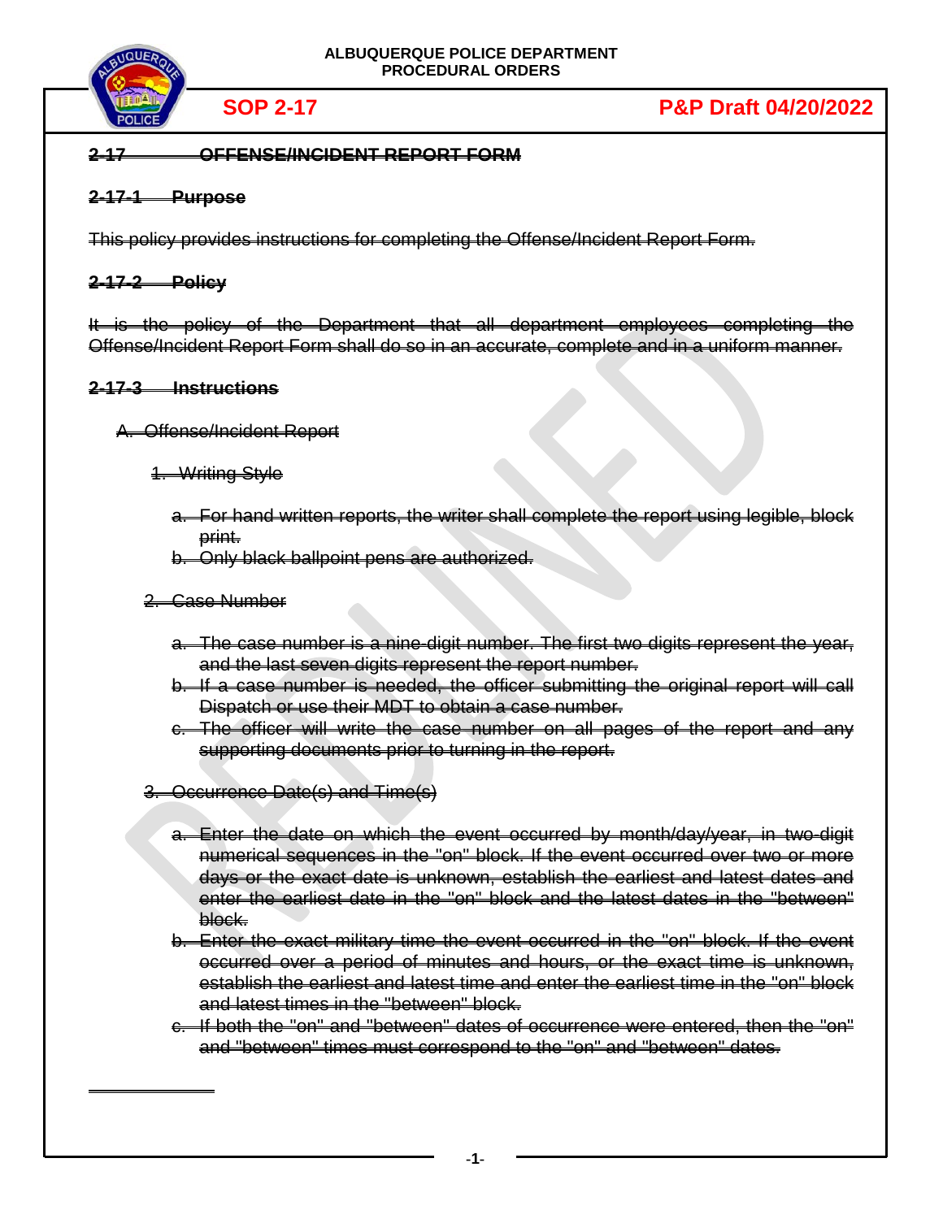ALBUQUERQUE POLICE DEPARTMENT
PROCEDURAL ORDERS

**SOP 2-17** **P&P Draft 04/20/2022**

## ~~2-17 OFFENSE/INCIDENT REPORT FORM~~

### ~~2-17-1 Purpose~~

~~This policy provides instructions for completing the Offense/Incident Report Form.~~

### ~~2-17-2 Policy~~

~~It is the policy of the Department that all department employees completing the Offense/Incident Report Form shall do so in an accurate, complete and in a uniform manner.~~

### ~~2-17-3 Instructions~~

~~A. Offense/Incident Report~~

~~1. Writing Style~~

~~a. For hand written reports, the writer shall complete the report using legible, block print.~~
~~b. Only black ballpoint pens are authorized.~~

~~2. Case Number~~

~~a. The case number is a nine-digit number. The first two digits represent the year, and the last seven digits represent the report number.~~
~~b. If a case number is needed, the officer submitting the original report will call Dispatch or use their MDT to obtain a case number.~~
~~c. The officer will write the case number on all pages of the report and any supporting documents prior to turning in the report.~~

~~3. Occurrence Date(s) and Time(s)~~

~~a. Enter the date on which the event occurred by month/day/year, in two-digit numerical sequences in the "on" block. If the event occurred over two or more days or the exact date is unknown, establish the earliest and latest dates and enter the earliest date in the "on" block and the latest dates in the "between" block.~~
~~b. Enter the exact military time the event occurred in the "on" block. If the event occurred over a period of minutes and hours, or the exact time is unknown, establish the earliest and latest time and enter the earliest time in the "on" block and latest times in the "between" block.~~
~~c. If both the "on" and "between" dates of occurrence were entered, then the "on" and "between" times must correspond to the "on" and "between" dates.~~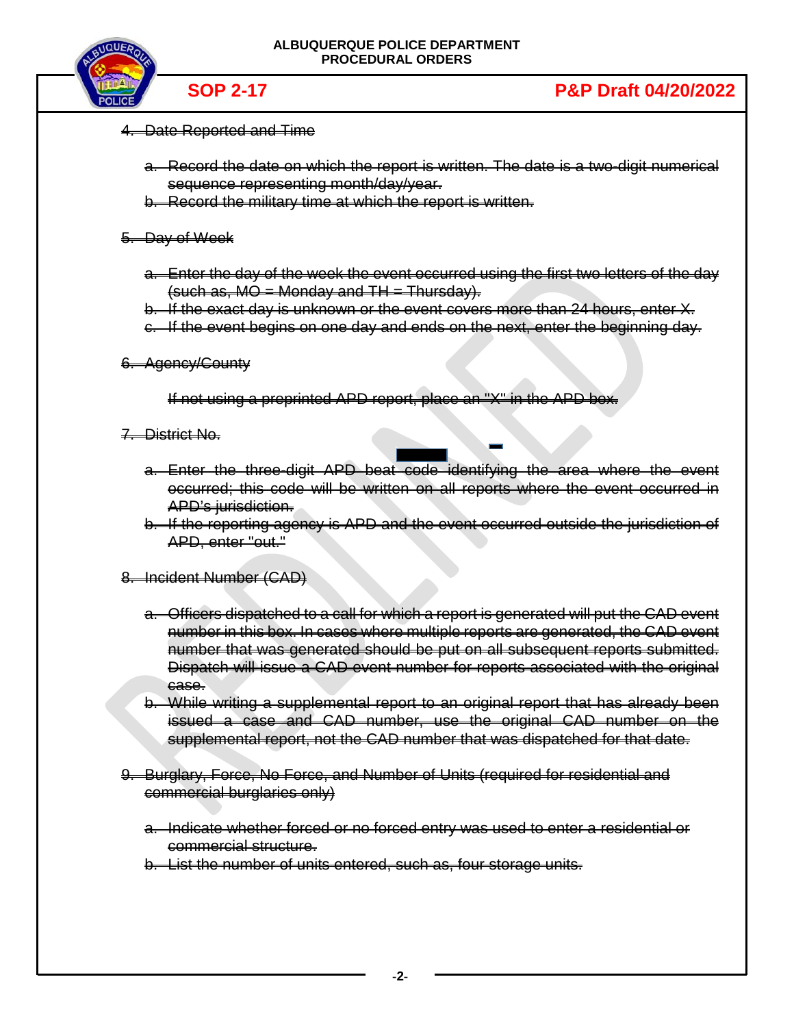4. Date Reported and Time

   a. Record the date on which the report is written. The date is a two-digit numerical sequence representing month/day/year.
   b. Record the military time at which the report is written.

5. Day of Week

   a. Enter the day of the week the event occurred using the first two letters of the day (such as, MO = Monday and TH = Thursday).
   b. If the exact day is unknown or the event covers more than 24 hours, enter X.
   c. If the event begins on one day and ends on the next, enter the beginning day.

6. Agency/County

   If not using a preprinted APD report, place an "X" in the APD box.

7. District No.

   a. Enter the three-digit APD beat code identifying the area where the event occurred; this code will be written on all reports where the event occurred in APD's jurisdiction.
   b. If the reporting agency is APD and the event occurred outside the jurisdiction of APD, enter "out."

8. Incident Number (CAD)

   a. Officers dispatched to a call for which a report is generated will put the CAD event number in this box. In cases where multiple reports are generated, the CAD event number that was generated should be put on all subsequent reports submitted. Dispatch will issue a CAD event number for reports associated with the original case.
   b. While writing a supplemental report to an original report that has already been issued a case and CAD number, use the original CAD number on the supplemental report, not the CAD number that was dispatched for that date.

9. Burglary, Force, No Force, and Number of Units (required for residential and commercial burglaries only)

   a. Indicate whether forced or no forced entry was used to enter a residential or commercial structure.
   b. List the number of units entered, such as, four storage units.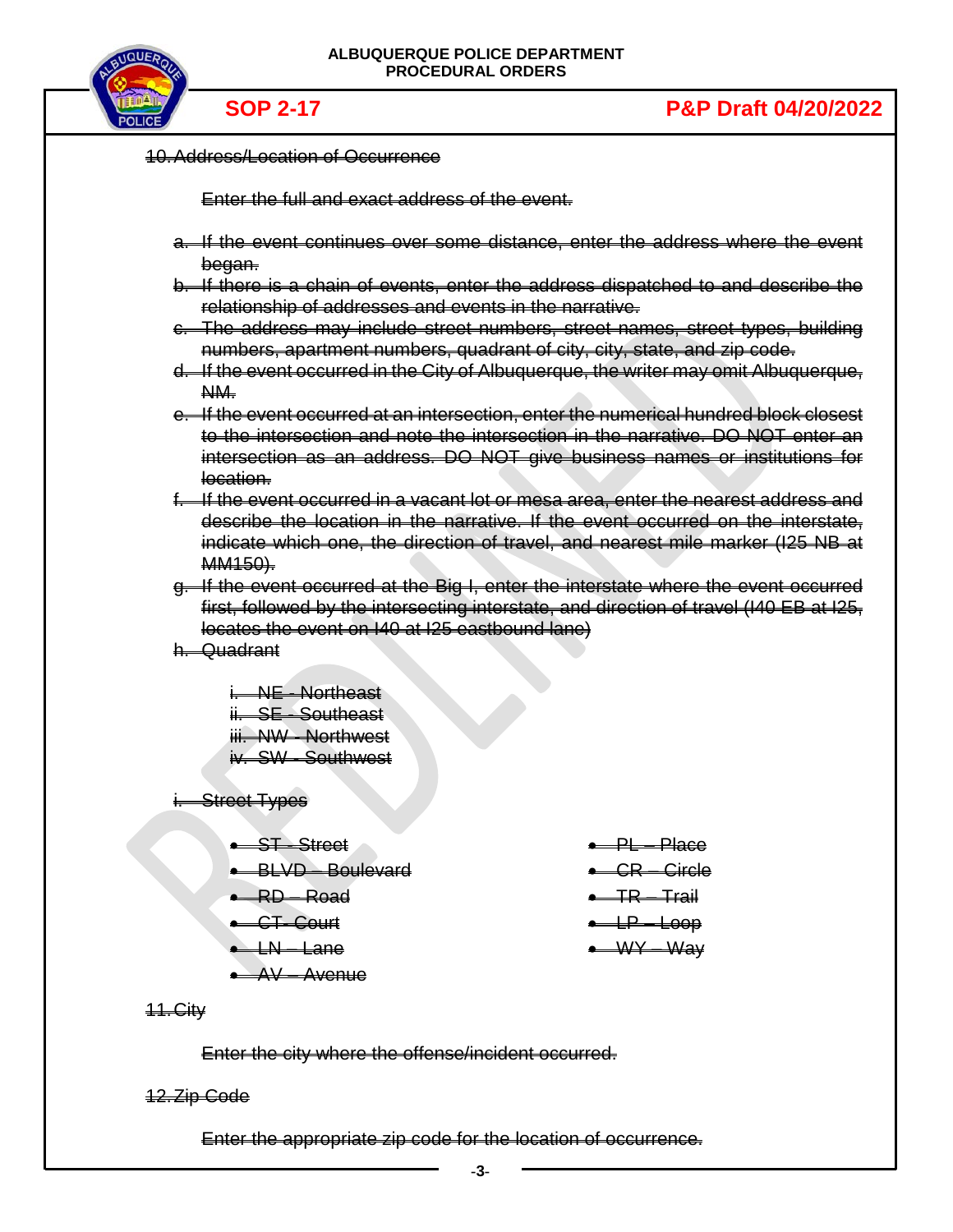~~10. Address/Location of Occurrence~~

~~Enter the full and exact address of the event.~~

~~a. If the event continues over some distance, enter the address where the event began.~~
~~b. If there is a chain of events, enter the address dispatched to and describe the relationship of addresses and events in the narrative.~~
~~c. The address may include street numbers, street names, street types, building numbers, apartment numbers, quadrant of city, city, state, and zip code.~~
~~d. If the event occurred in the City of Albuquerque, the writer may omit Albuquerque, NM.~~
~~e. If the event occurred at an intersection, enter the numerical hundred block closest to the intersection and note the intersection in the narrative. DO NOT enter an intersection as an address. DO NOT give business names or institutions for location.~~
~~f. If the event occurred in a vacant lot or mesa area, enter the nearest address and describe the location in the narrative. If the event occurred on the interstate, indicate which one, the direction of travel, and nearest mile marker (I25 NB at MM150).~~
~~g. If the event occurred at the Big I, enter the interstate where the event occurred first, followed by the intersecting interstate, and direction of travel (I40 EB at I25, locates the event on I40 at I25 eastbound lane)~~
~~h. Quadrant~~

   ~~i. NE - Northeast~~
   ~~ii. SE - Southeast~~
   ~~iii. NW - Northwest~~
   ~~iv. SW - Southwest~~

~~i. Street Types~~

   - ~~ST - Street~~
   - ~~BLVD – Boulevard~~
   - ~~RD – Road~~
   - ~~CT- Court~~
   - ~~LN – Lane~~
   - ~~AV – Avenue~~
   - ~~PL – Place~~
   - ~~CR – Circle~~
   - ~~TR – Trail~~
   - ~~LP – Loop~~
   - ~~WY – Way~~

~~11. City~~

~~Enter the city where the offense/incident occurred.~~

~~12. Zip Code~~

~~Enter the appropriate zip code for the location of occurrence.~~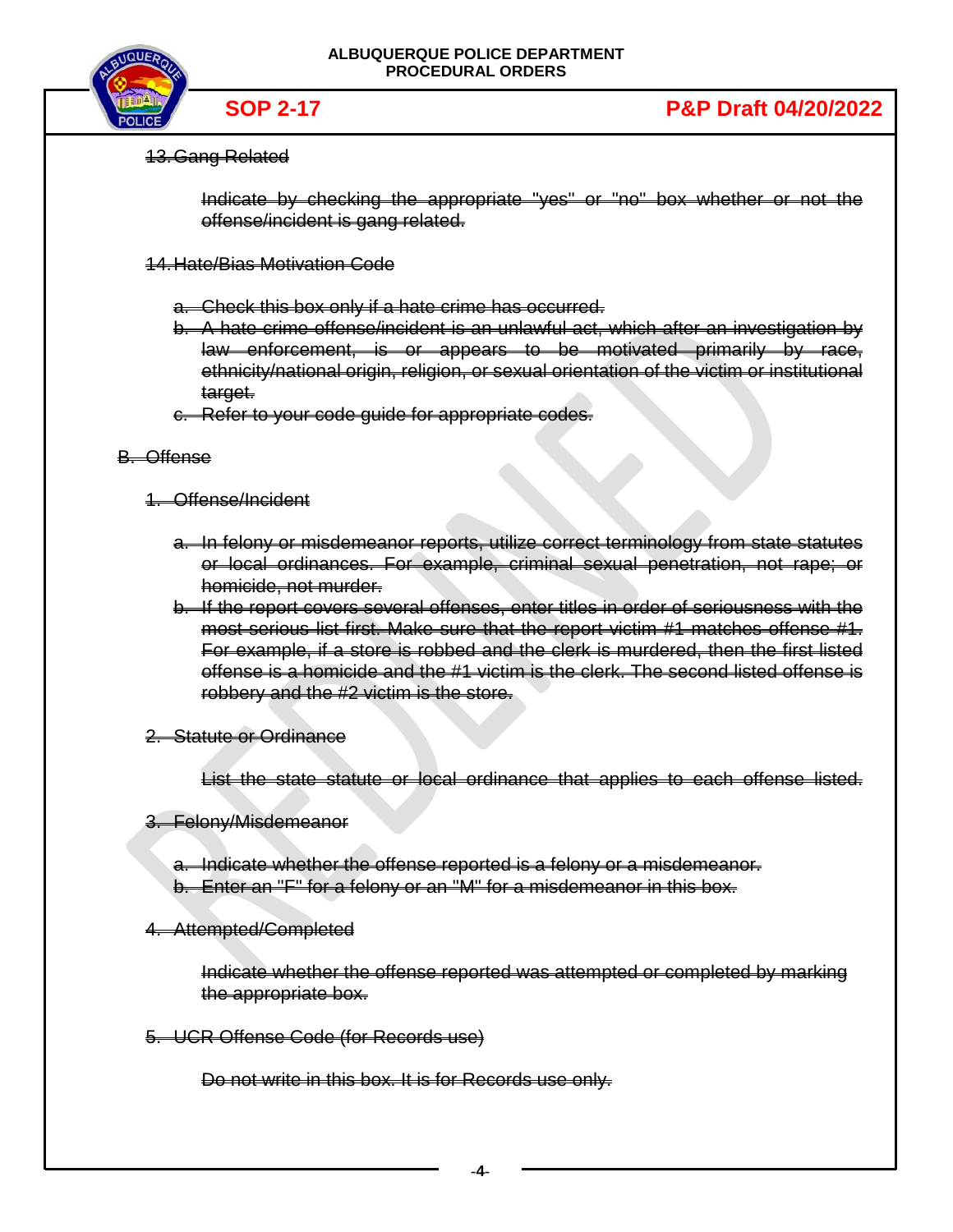~~13. Gang Related~~

~~Indicate by checking the appropriate "yes" or "no" box whether or not the offense/incident is gang related.~~

~~14. Hate/Bias Motivation Code~~

~~a. Check this box only if a hate crime has occurred.~~
~~b. A hate crime offense/incident is an unlawful act, which after an investigation by law enforcement, is or appears to be motivated primarily by race, ethnicity/national origin, religion, or sexual orientation of the victim or institutional target.~~
~~c. Refer to your code guide for appropriate codes.~~

~~B. Offense~~

~~1. Offense/Incident~~

~~a. In felony or misdemeanor reports, utilize correct terminology from state statutes or local ordinances. For example, criminal sexual penetration, not rape; or homicide, not murder.~~
~~b. If the report covers several offenses, enter titles in order of seriousness with the most serious list first. Make sure that the report victim #1 matches offense #1. For example, if a store is robbed and the clerk is murdered, then the first listed offense is a homicide and the #1 victim is the clerk. The second listed offense is robbery and the #2 victim is the store.~~

~~2. Statute or Ordinance~~

~~List the state statute or local ordinance that applies to each offense listed.~~

~~3. Felony/Misdemeanor~~

~~a. Indicate whether the offense reported is a felony or a misdemeanor.~~
~~b. Enter an "F" for a felony or an "M" for a misdemeanor in this box.~~

~~4. Attempted/Completed~~

~~Indicate whether the offense reported was attempted or completed by marking the appropriate box.~~

~~5. UCR Offense Code (for Records use)~~

~~Do not write in this box. It is for Records use only.~~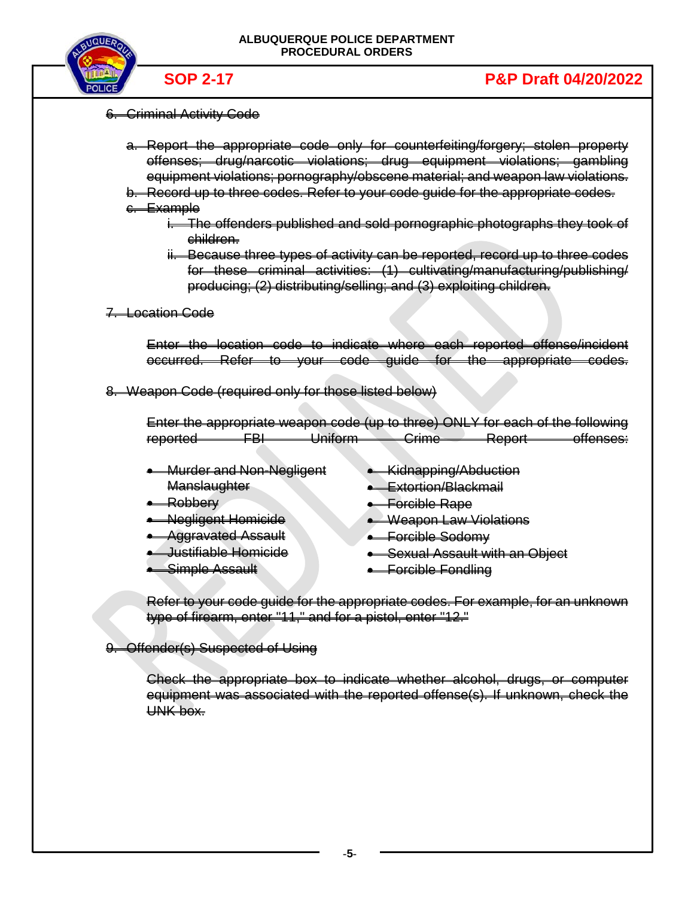~~6. Criminal Activity Code~~

~~a. Report the appropriate code only for counterfeiting/forgery; stolen property offenses; drug/narcotic violations; drug equipment violations; gambling equipment violations; pornography/obscene material; and weapon law violations.~~

~~b. Record up to three codes. Refer to your code guide for the appropriate codes.~~

~~c. Example~~

~~i. The offenders published and sold pornographic photographs they took of children.~~

~~ii. Because three types of activity can be reported, record up to three codes for these criminal activities: (1) cultivating/manufacturing/publishing/ producing; (2) distributing/selling; and (3) exploiting children.~~

~~7. Location Code~~

~~Enter the location code to indicate where each reported offense/incident occurred. Refer to your code guide for the appropriate codes.~~

~~8. Weapon Code (required only for those listed below)~~

~~Enter the appropriate weapon code (up to three) ONLY for each of the following reported FBI Uniform Crime Report offenses:~~

- ~~Murder and Non-Negligent Manslaughter~~
- ~~Robbery~~
- ~~Negligent Homicide~~
- ~~Aggravated Assault~~
- ~~Justifiable Homicide~~
- ~~Simple Assault~~
- ~~Kidnapping/Abduction~~
- ~~Extortion/Blackmail~~
- ~~Forcible Rape~~
- ~~Weapon Law Violations~~
- ~~Forcible Sodomy~~
- ~~Sexual Assault with an Object~~
- ~~Forcible Fondling~~

~~Refer to your code guide for the appropriate codes. For example, for an unknown type of firearm, enter "11," and for a pistol, enter "12."~~

~~9. Offender(s) Suspected of Using~~

~~Check the appropriate box to indicate whether alcohol, drugs, or computer equipment was associated with the reported offense(s). If unknown, check the UNK box.~~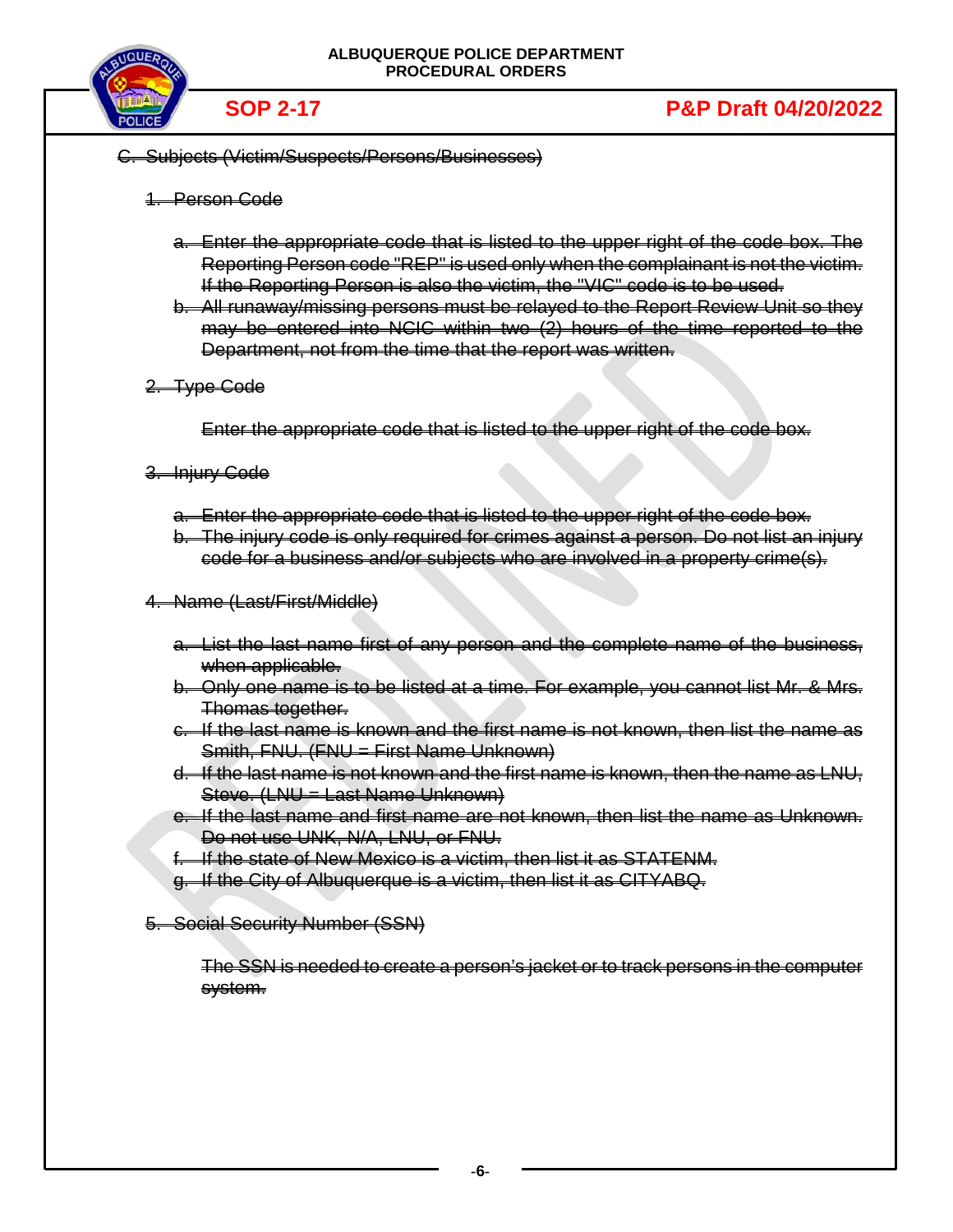~~C. Subjects (Victim/Suspects/Persons/Businesses)~~

~~1. Person Code~~

~~a. Enter the appropriate code that is listed to the upper right of the code box. The Reporting Person code "REP" is used only when the complainant is not the victim. If the Reporting Person is also the victim, the "VIC" code is to be used.~~

~~b. All runaway/missing persons must be relayed to the Report Review Unit so they may be entered into NCIC within two (2) hours of the time reported to the Department, not from the time that the report was written.~~

~~2. Type Code~~

~~Enter the appropriate code that is listed to the upper right of the code box.~~

~~3. Injury Code~~

~~a. Enter the appropriate code that is listed to the upper right of the code box.~~

~~b. The injury code is only required for crimes against a person. Do not list an injury code for a business and/or subjects who are involved in a property crime(s).~~

~~4. Name (Last/First/Middle)~~

~~a. List the last name first of any person and the complete name of the business, when applicable.~~

~~b. Only one name is to be listed at a time. For example, you cannot list Mr. & Mrs. Thomas together.~~

~~c. If the last name is known and the first name is not known, then list the name as Smith, FNU. (FNU = First Name Unknown)~~

~~d. If the last name is not known and the first name is known, then the name as LNU, Steve. (LNU = Last Name Unknown)~~

~~e. If the last name and first name are not known, then list the name as Unknown. Do not use UNK, N/A, LNU, or FNU.~~

~~f. If the state of New Mexico is a victim, then list it as STATENM.~~

~~g. If the City of Albuquerque is a victim, then list it as CITYABQ.~~

~~5. Social Security Number (SSN)~~

~~The SSN is needed to create a person's jacket or to track persons in the computer system.~~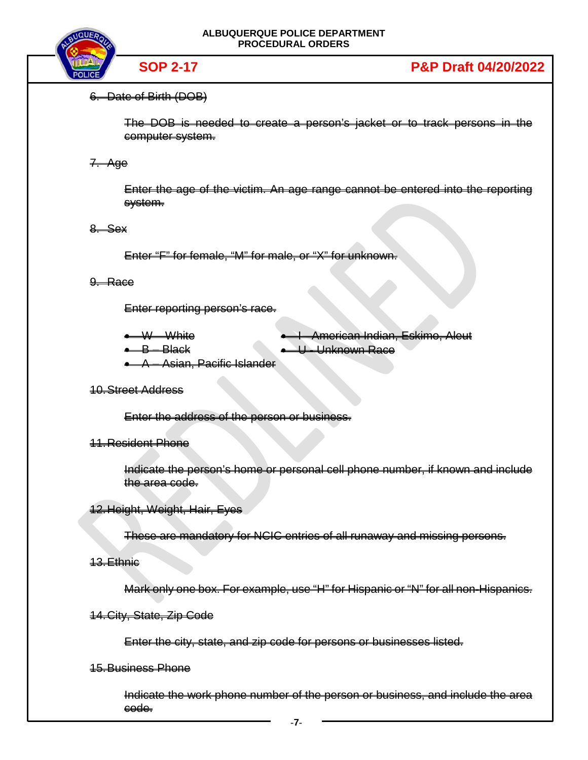~~6. Date of Birth (DOB)~~

~~The DOB is needed to create a person's jacket or to track persons in the computer system.~~

~~7. Age~~

~~Enter the age of the victim. An age range cannot be entered into the reporting system.~~

~~8. Sex~~

~~Enter "F" for female, "M" for male, or "X" for unknown.~~

~~9. Race~~

~~Enter reporting person's race.~~

- ~~W – White~~
- ~~B – Black~~
- ~~A – Asian, Pacific Islander~~
- ~~I – American Indian, Eskimo, Aleut~~
- ~~U - Unknown Race~~

~~10. Street Address~~

~~Enter the address of the person or business.~~

~~11. Resident Phone~~

~~Indicate the person's home or personal cell phone number, if known and include the area code.~~

~~12. Height, Weight, Hair, Eyes~~

~~These are mandatory for NCIC entries of all runaway and missing persons.~~

~~13. Ethnic~~

~~Mark only one box. For example, use "H" for Hispanic or "N" for all non-Hispanics.~~

~~14. City, State, Zip Code~~

~~Enter the city, state, and zip code for persons or businesses listed.~~

~~15. Business Phone~~

~~Indicate the work phone number of the person or business, and include the area code.~~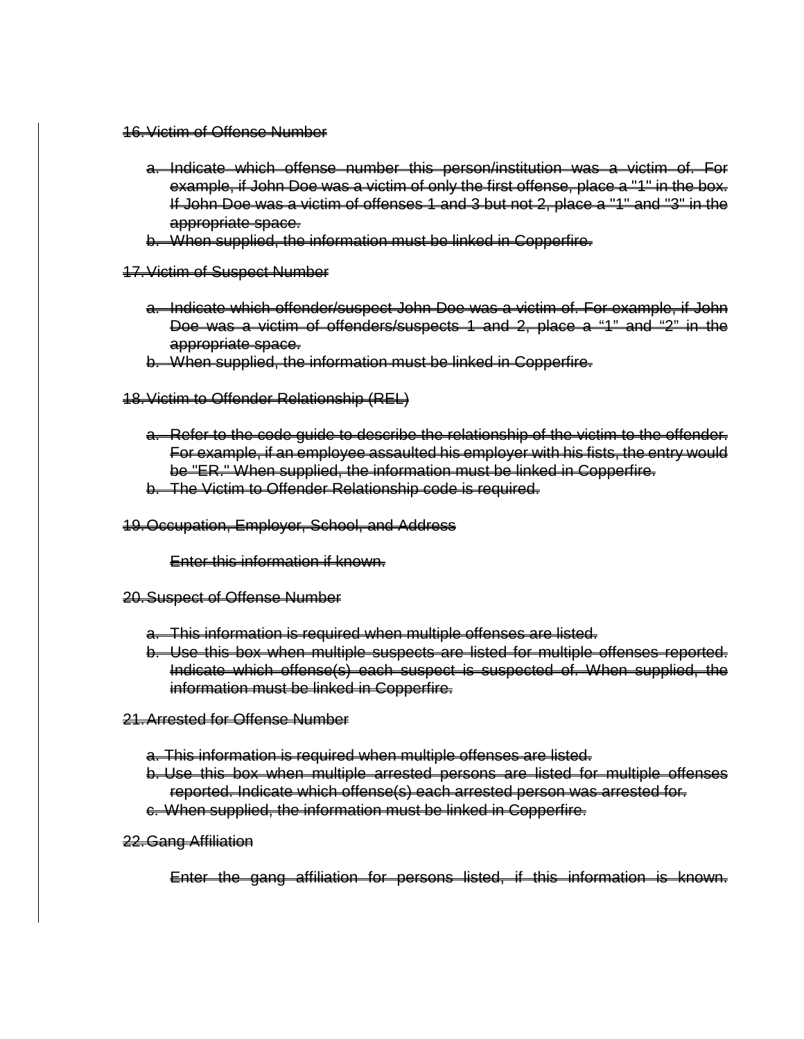~~16. Victim of Offense Number~~

~~a. Indicate which offense number this person/institution was a victim of. For example, if John Doe was a victim of only the first offense, place a "1" in the box. If John Doe was a victim of offenses 1 and 3 but not 2, place a "1" and "3" in the appropriate space.~~
~~b. When supplied, the information must be linked in Copperfire.~~

~~17. Victim of Suspect Number~~

~~a. Indicate which offender/suspect John Doe was a victim of. For example, if John Doe was a victim of offenders/suspects 1 and 2, place a "1" and "2" in the appropriate space.~~
~~b. When supplied, the information must be linked in Copperfire.~~

~~18. Victim to Offender Relationship (REL)~~

~~a. Refer to the code guide to describe the relationship of the victim to the offender. For example, if an employee assaulted his employer with his fists, the entry would be "ER." When supplied, the information must be linked in Copperfire.~~
~~b. The Victim to Offender Relationship code is required.~~

~~19. Occupation, Employer, School, and Address~~

~~Enter this information if known.~~

~~20. Suspect of Offense Number~~

~~a. This information is required when multiple offenses are listed.~~
~~b. Use this box when multiple suspects are listed for multiple offenses reported. Indicate which offense(s) each suspect is suspected of. When supplied, the information must be linked in Copperfire.~~

~~21. Arrested for Offense Number~~

~~a. This information is required when multiple offenses are listed.~~
~~b. Use this box when multiple arrested persons are listed for multiple offenses reported. Indicate which offense(s) each arrested person was arrested for.~~
~~c. When supplied, the information must be linked in Copperfire.~~

~~22. Gang Affiliation~~

~~Enter the gang affiliation for persons listed, if this information is known.~~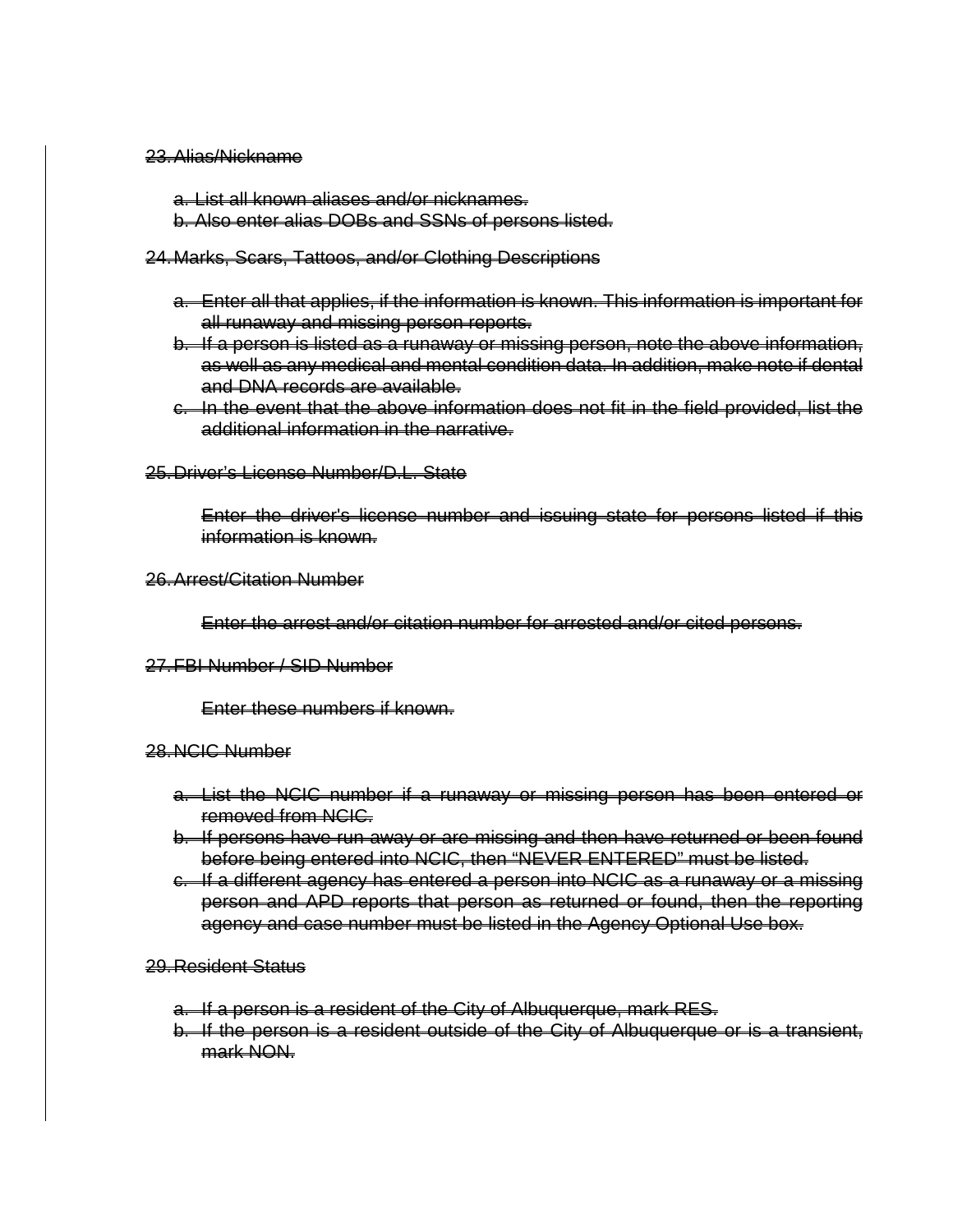~~23. Alias/Nickname~~

~~a. List all known aliases and/or nicknames.~~
~~b. Also enter alias DOBs and SSNs of persons listed.~~

~~24. Marks, Scars, Tattoos, and/or Clothing Descriptions~~

~~a. Enter all that applies, if the information is known. This information is important for all runaway and missing person reports.~~
~~b. If a person is listed as a runaway or missing person, note the above information, as well as any medical and mental condition data. In addition, make note if dental and DNA records are available.~~
~~c. In the event that the above information does not fit in the field provided, list the additional information in the narrative.~~

~~25. Driver's License Number/D.L. State~~

~~Enter the driver's license number and issuing state for persons listed if this information is known.~~

~~26. Arrest/Citation Number~~

~~Enter the arrest and/or citation number for arrested and/or cited persons.~~

~~27. FBI Number / SID Number~~

~~Enter these numbers if known.~~

~~28. NCIC Number~~

~~a. List the NCIC number if a runaway or missing person has been entered or removed from NCIC.~~
~~b. If persons have run away or are missing and then have returned or been found before being entered into NCIC, then "NEVER ENTERED" must be listed.~~
~~c. If a different agency has entered a person into NCIC as a runaway or a missing person and APD reports that person as returned or found, then the reporting agency and case number must be listed in the Agency Optional Use box.~~

~~29. Resident Status~~

~~a. If a person is a resident of the City of Albuquerque, mark RES.~~
~~b. If the person is a resident outside of the City of Albuquerque or is a transient, mark NON.~~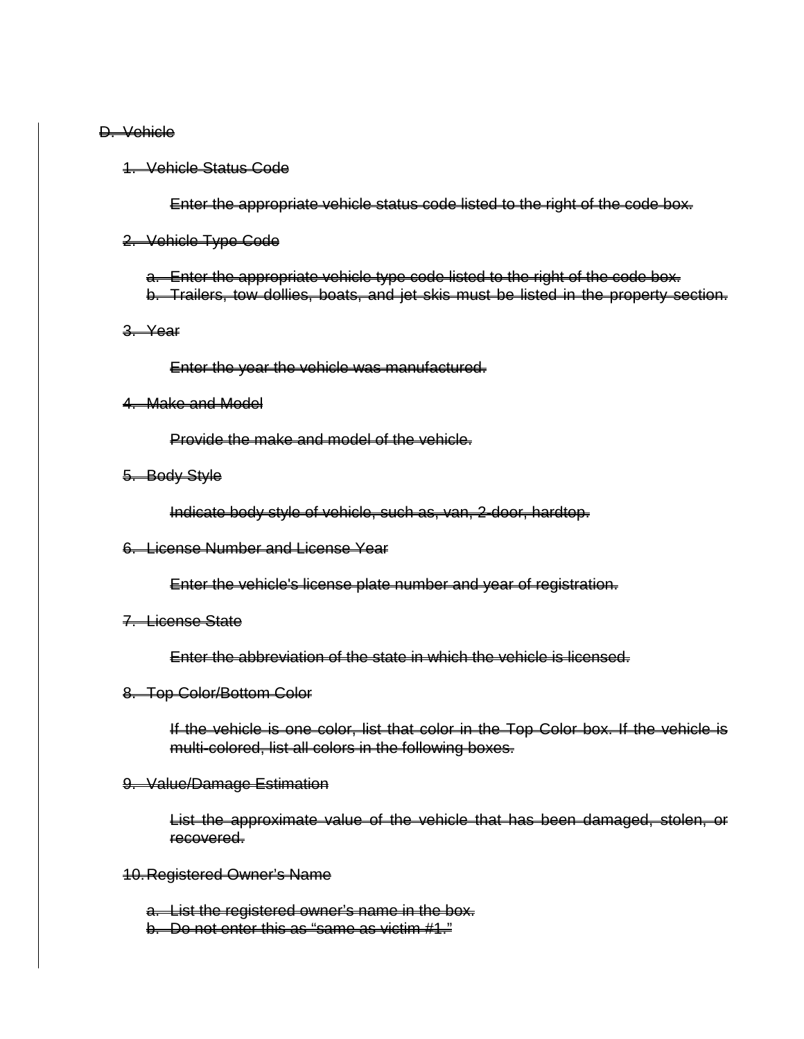~~D. Vehicle~~

~~1. Vehicle Status Code~~

~~Enter the appropriate vehicle status code listed to the right of the code box.~~

~~2. Vehicle Type Code~~

~~a. Enter the appropriate vehicle type code listed to the right of the code box.~~
~~b. Trailers, tow dollies, boats, and jet skis must be listed in the property section.~~

~~3. Year~~

~~Enter the year the vehicle was manufactured.~~

~~4. Make and Model~~

~~Provide the make and model of the vehicle.~~

~~5. Body Style~~

~~Indicate body style of vehicle, such as, van, 2-door, hardtop.~~

~~6. License Number and License Year~~

~~Enter the vehicle's license plate number and year of registration.~~

~~7. License State~~

~~Enter the abbreviation of the state in which the vehicle is licensed.~~

~~8. Top Color/Bottom Color~~

~~If the vehicle is one color, list that color in the Top Color box. If the vehicle is multi-colored, list all colors in the following boxes.~~

~~9. Value/Damage Estimation~~

~~List the approximate value of the vehicle that has been damaged, stolen, or recovered.~~

~~10. Registered Owner's Name~~

~~a. List the registered owner's name in the box.~~
~~b. Do not enter this as "same as victim #1."~~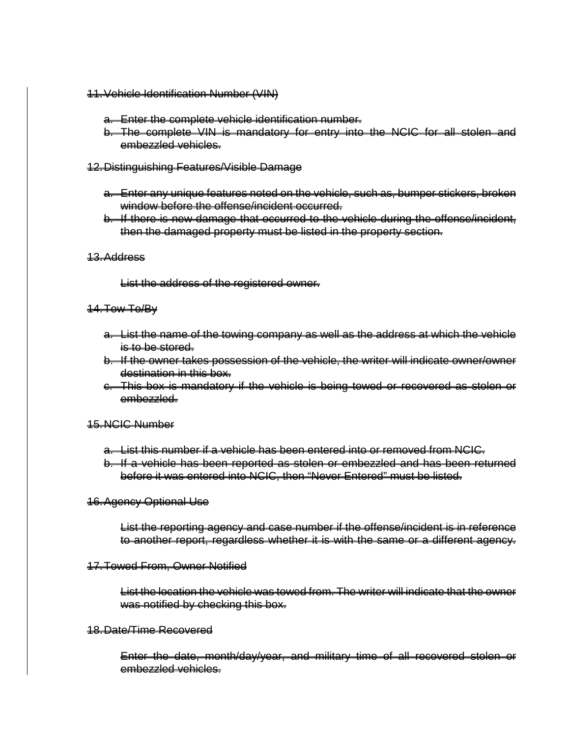~~11. Vehicle Identification Number (VIN)~~

   ~~a. Enter the complete vehicle identification number.~~
   ~~b. The complete VIN is mandatory for entry into the NCIC for all stolen and embezzled vehicles.~~

~~12. Distinguishing Features/Visible Damage~~

   ~~a. Enter any unique features noted on the vehicle, such as, bumper stickers, broken window before the offense/incident occurred.~~
   ~~b. If there is new damage that occurred to the vehicle during the offense/incident, then the damaged property must be listed in the property section.~~

~~13. Address~~

   ~~List the address of the registered owner.~~

~~14. Tow To/By~~

   ~~a. List the name of the towing company as well as the address at which the vehicle is to be stored.~~
   ~~b. If the owner takes possession of the vehicle, the writer will indicate owner/owner destination in this box.~~
   ~~c. This box is mandatory if the vehicle is being towed or recovered as stolen or embezzled.~~

~~15. NCIC Number~~

   ~~a. List this number if a vehicle has been entered into or removed from NCIC.~~
   ~~b. If a vehicle has been reported as stolen or embezzled and has been returned before it was entered into NCIC, then "Never Entered" must be listed.~~

~~16. Agency Optional Use~~

   ~~List the reporting agency and case number if the offense/incident is in reference to another report, regardless whether it is with the same or a different agency.~~

~~17. Towed From, Owner Notified~~

   ~~List the location the vehicle was towed from. The writer will indicate that the owner was notified by checking this box.~~

~~18. Date/Time Recovered~~

   ~~Enter the date, month/day/year, and military time of all recovered stolen or embezzled vehicles.~~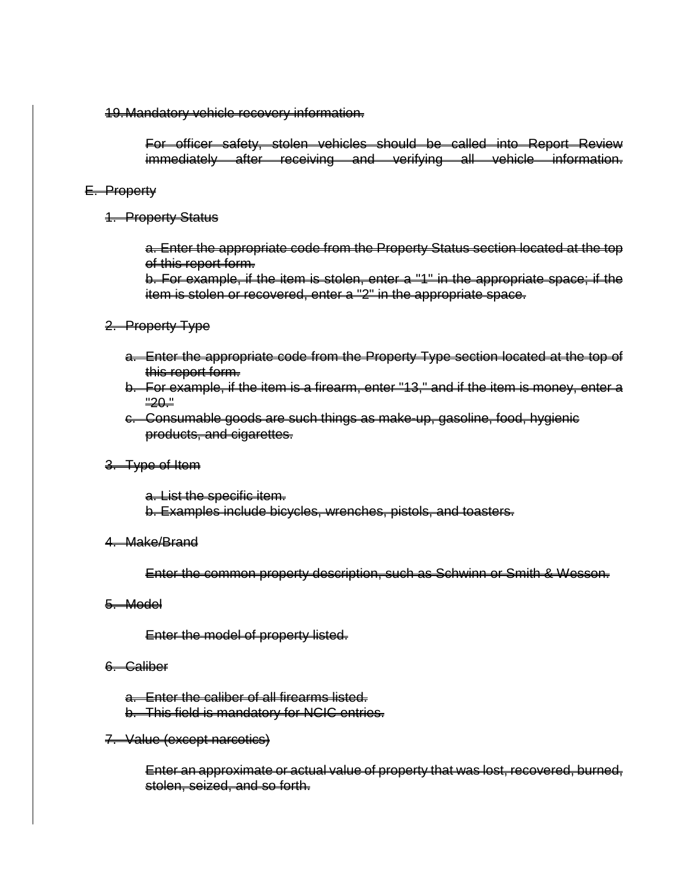~~19. Mandatory vehicle recovery information.~~

~~For officer safety, stolen vehicles should be called into Report Review immediately after receiving and verifying all vehicle information.~~

~~E. Property~~

~~1. Property Status~~

~~a. Enter the appropriate code from the Property Status section located at the top of this report form.~~
~~b. For example, if the item is stolen, enter a "1" in the appropriate space; if the item is stolen or recovered, enter a "2" in the appropriate space.~~

~~2. Property Type~~

- ~~a. Enter the appropriate code from the Property Type section located at the top of this report form.~~
- ~~b. For example, if the item is a firearm, enter "13," and if the item is money, enter a "20."~~
- ~~c. Consumable goods are such things as make-up, gasoline, food, hygienic products, and cigarettes.~~

~~3. Type of Item~~

~~a. List the specific item.~~
~~b. Examples include bicycles, wrenches, pistols, and toasters.~~

~~4. Make/Brand~~

~~Enter the common property description, such as Schwinn or Smith & Wesson.~~

~~5. Model~~

~~Enter the model of property listed.~~

~~6. Caliber~~

- ~~a. Enter the caliber of all firearms listed.~~
- ~~b. This field is mandatory for NCIC entries.~~

~~7. Value (except narcotics)~~

~~Enter an approximate or actual value of property that was lost, recovered, burned, stolen, seized, and so forth.~~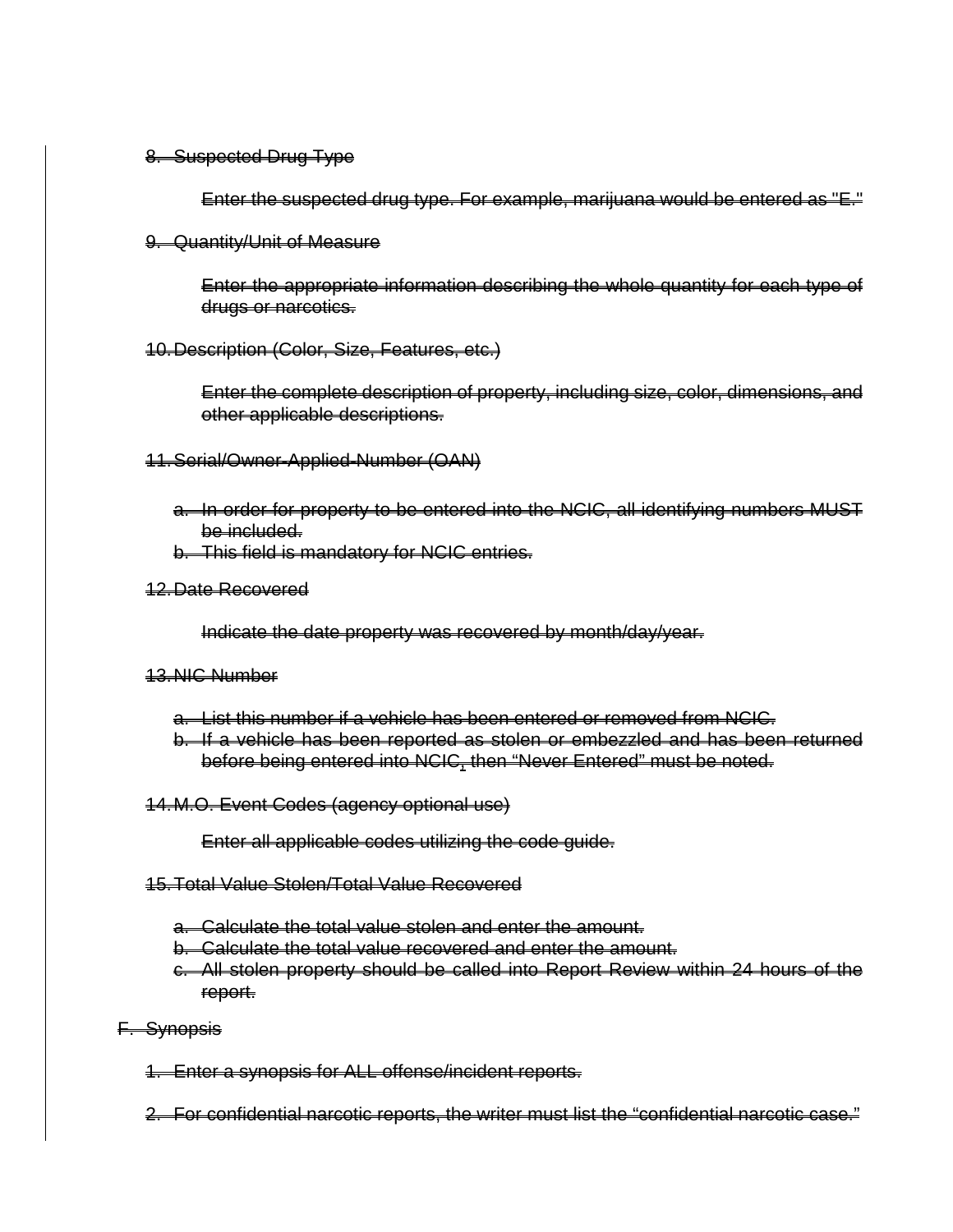8. ~~Suspected Drug Type~~

    ~~Enter the suspected drug type. For example, marijuana would be entered as "E."~~

9. ~~Quantity/Unit of Measure~~

    ~~Enter the appropriate information describing the whole quantity for each type of drugs or narcotics.~~

10. ~~Description (Color, Size, Features, etc.)~~

    ~~Enter the complete description of property, including size, color, dimensions, and other applicable descriptions.~~

11. ~~Serial/Owner-Applied-Number (OAN)~~

    a. ~~In order for property to be entered into the NCIC, all identifying numbers MUST be included.~~
    b. ~~This field is mandatory for NCIC entries.~~

12. ~~Date Recovered~~

    ~~Indicate the date property was recovered by month/day/year.~~

13. ~~NIC Number~~

    a. ~~List this number if a vehicle has been entered or removed from NCIC.~~
    b. ~~If a vehicle has been reported as stolen or embezzled and has been returned before being entered into NCIC, then "Never Entered" must be noted.~~

14. ~~M.O. Event Codes (agency optional use)~~

    ~~Enter all applicable codes utilizing the code guide.~~

15. ~~Total Value Stolen/Total Value Recovered~~

    a. ~~Calculate the total value stolen and enter the amount.~~
    b. ~~Calculate the total value recovered and enter the amount.~~
    c. ~~All stolen property should be called into Report Review within 24 hours of the report.~~

F. ~~Synopsis~~

1. ~~Enter a synopsis for ALL offense/incident reports.~~

2. ~~For confidential narcotic reports, the writer must list the "confidential narcotic case."~~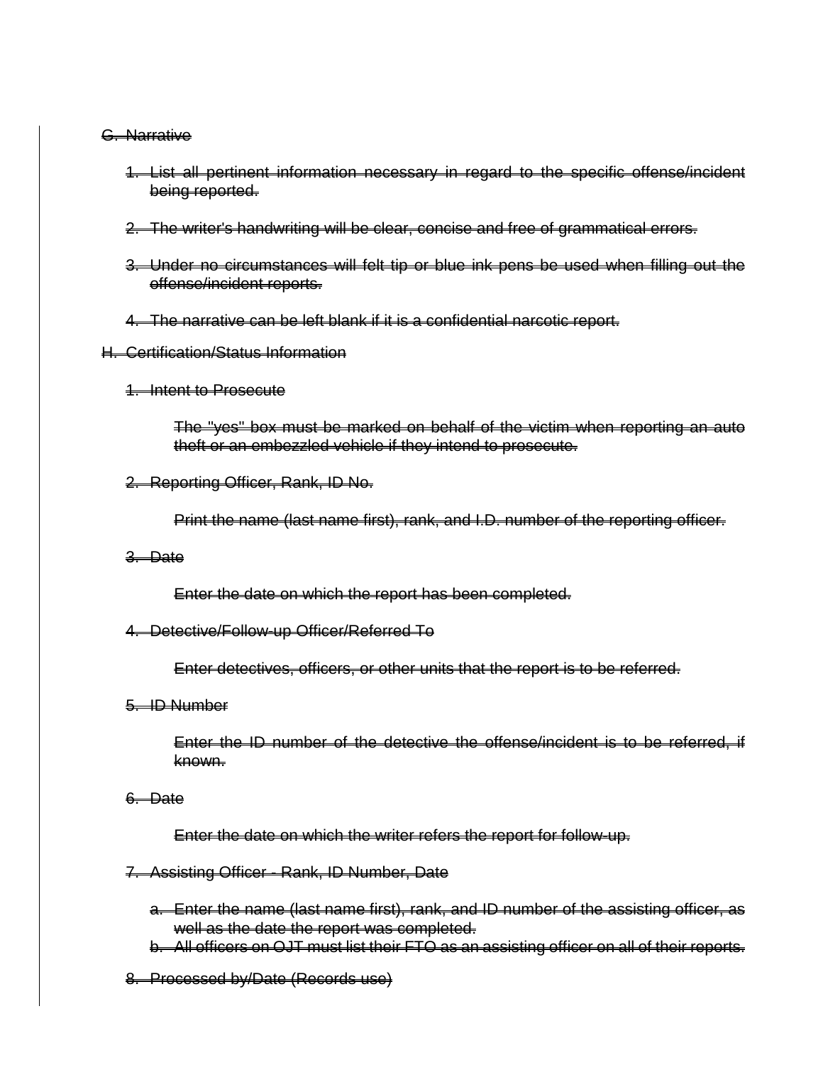~~G. Narrative~~

1. ~~List all pertinent information necessary in regard to the specific offense/incident being reported.~~

2. ~~The writer's handwriting will be clear, concise and free of grammatical errors.~~

3. ~~Under no circumstances will felt tip or blue ink pens be used when filling out the offense/incident reports.~~

4. ~~The narrative can be left blank if it is a confidential narcotic report.~~

~~H. Certification/Status Information~~

1. ~~Intent to Prosecute~~

   ~~The "yes" box must be marked on behalf of the victim when reporting an auto theft or an embezzled vehicle if they intend to prosecute.~~

2. ~~Reporting Officer, Rank, ID No.~~

   ~~Print the name (last name first), rank, and I.D. number of the reporting officer.~~

3. ~~Date~~

   ~~Enter the date on which the report has been completed.~~

4. ~~Detective/Follow-up Officer/Referred To~~

   ~~Enter detectives, officers, or other units that the report is to be referred.~~

5. ~~ID Number~~

   ~~Enter the ID number of the detective the offense/incident is to be referred, if known.~~

6. ~~Date~~

   ~~Enter the date on which the writer refers the report for follow-up.~~

7. ~~Assisting Officer - Rank, ID Number, Date~~

   a. ~~Enter the name (last name first), rank, and ID number of the assisting officer, as well as the date the report was completed.~~
   b. ~~All officers on OJT must list their FTO as an assisting officer on all of their reports.~~

8. ~~Processed by/Date (Records use)~~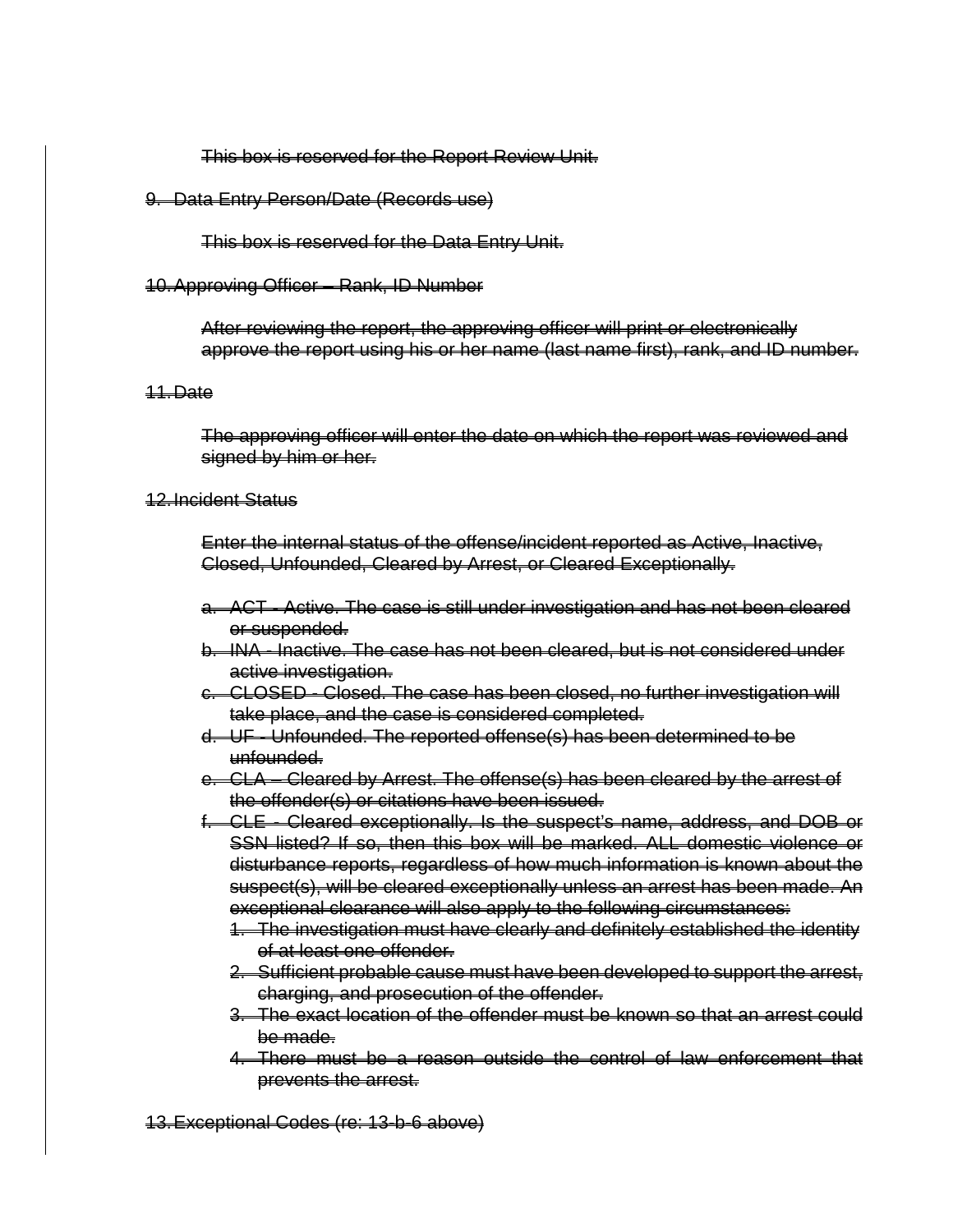~~This box is reserved for the Report Review Unit.~~

~~9. Data Entry Person/Date (Records use)~~

~~This box is reserved for the Data Entry Unit.~~

~~10. Approving Officer – Rank, ID Number~~

~~After reviewing the report, the approving officer will print or electronically approve the report using his or her name (last name first), rank, and ID number.~~

~~11. Date~~

~~The approving officer will enter the date on which the report was reviewed and signed by him or her.~~

~~12. Incident Status~~

~~Enter the internal status of the offense/incident reported as Active, Inactive, Closed, Unfounded, Cleared by Arrest, or Cleared Exceptionally.~~

- ~~a. ACT - Active. The case is still under investigation and has not been cleared or suspended.~~
- ~~b. INA - Inactive. The case has not been cleared, but is not considered under active investigation.~~
- ~~c. CLOSED - Closed. The case has been closed, no further investigation will take place, and the case is considered completed.~~
- ~~d. UF - Unfounded. The reported offense(s) has been determined to be unfounded.~~
- ~~e. CLA – Cleared by Arrest. The offense(s) has been cleared by the arrest of the offender(s) or citations have been issued.~~
- ~~f. CLE - Cleared exceptionally. Is the suspect's name, address, and DOB or SSN listed? If so, then this box will be marked. ALL domestic violence or disturbance reports, regardless of how much information is known about the suspect(s), will be cleared exceptionally unless an arrest has been made. An exceptional clearance will also apply to the following circumstances:~~
  - ~~1. The investigation must have clearly and definitely established the identity of at least one offender.~~
  - ~~2. Sufficient probable cause must have been developed to support the arrest, charging, and prosecution of the offender.~~
  - ~~3. The exact location of the offender must be known so that an arrest could be made.~~
  - ~~4. There must be a reason outside the control of law enforcement that prevents the arrest.~~

~~13. Exceptional Codes (re: 13-b-6 above)~~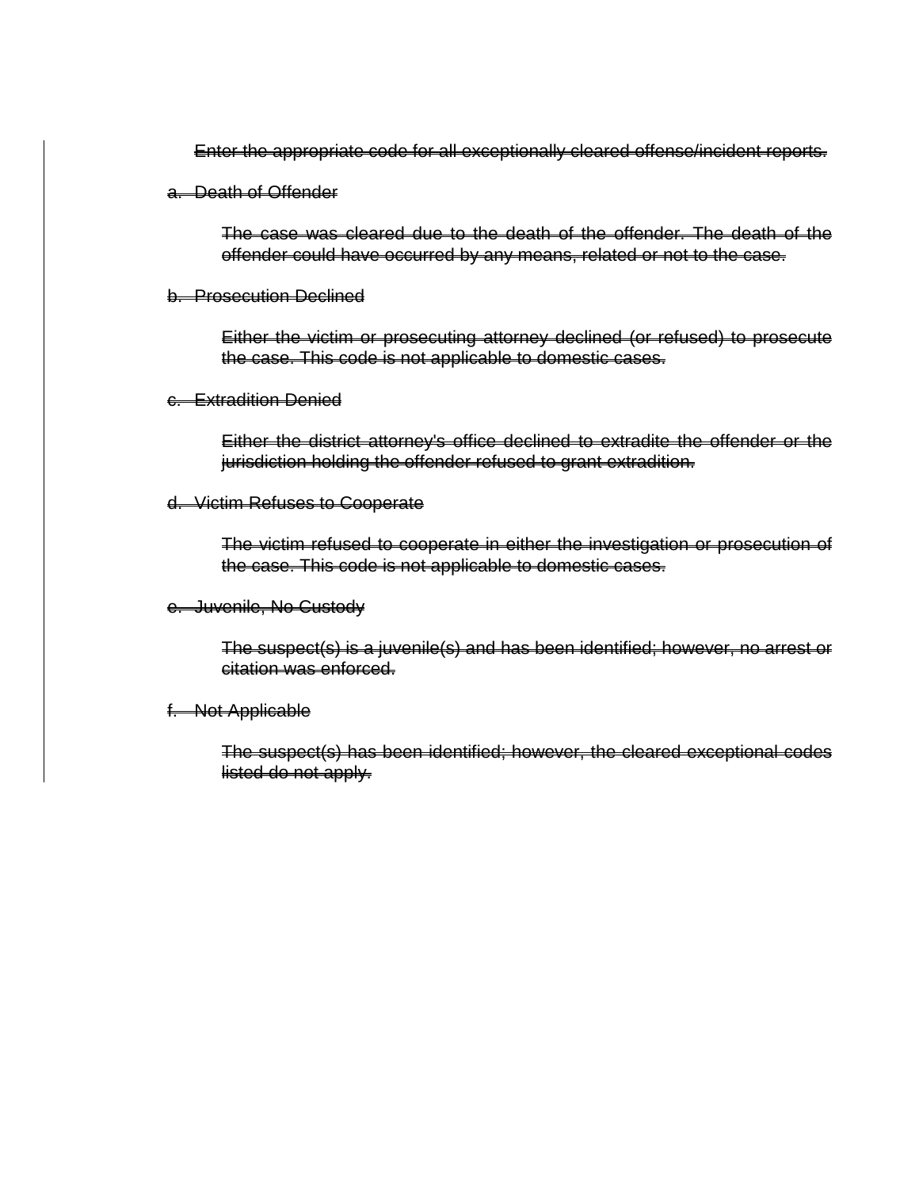~~Enter the appropriate code for all exceptionally cleared offense/incident reports.~~

~~a. Death of Offender~~

~~The case was cleared due to the death of the offender. The death of the offender could have occurred by any means, related or not to the case.~~

~~b. Prosecution Declined~~

~~Either the victim or prosecuting attorney declined (or refused) to prosecute the case. This code is not applicable to domestic cases.~~

~~c. Extradition Denied~~

~~Either the district attorney's office declined to extradite the offender or the jurisdiction holding the offender refused to grant extradition.~~

~~d. Victim Refuses to Cooperate~~

~~The victim refused to cooperate in either the investigation or prosecution of the case. This code is not applicable to domestic cases.~~

~~e. Juvenile, No Custody~~

~~The suspect(s) is a juvenile(s) and has been identified; however, no arrest or citation was enforced.~~

~~f. Not Applicable~~

~~The suspect(s) has been identified; however, the cleared exceptional codes listed do not apply.~~